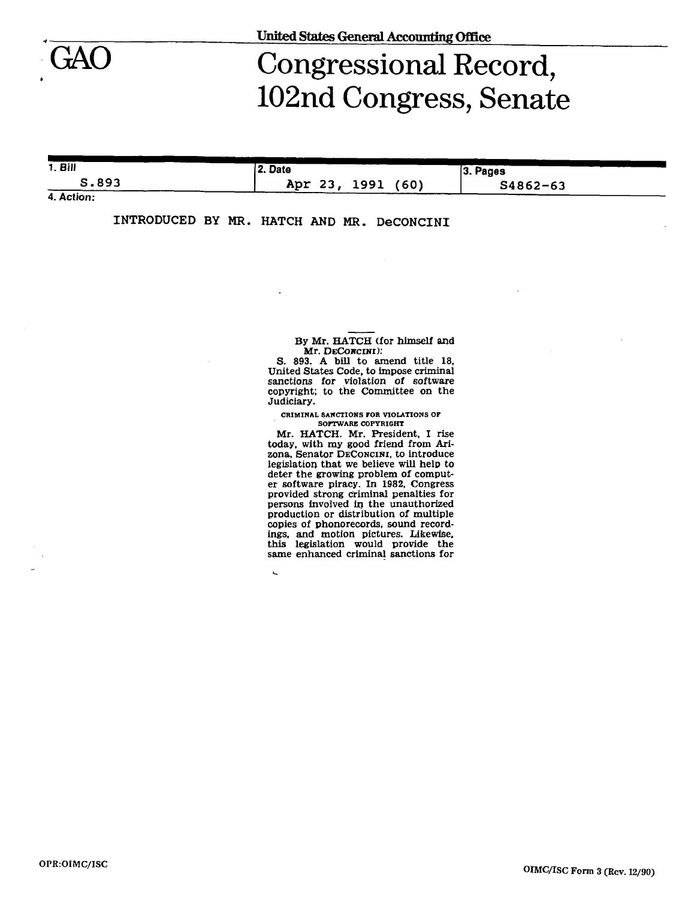United States General Accounting Office

# GAO

# Congressional Record, 102nd Congress, Senate

| 1. Bill | 2. Date | 3. Pages |
|---|---|---|
| S.893 | Apr 23, 1991 (60) | S4862-63 |

4. Action:

INTRODUCED BY MR. HATCH AND MR. DeCONCINI

By Mr. HATCH (for himself and Mr. DECONCINI):

S. 893. A bill to amend title 18, United States Code, to impose criminal sanctions for violation of software copyright; to the Committee on the Judiciary.

CRIMINAL SANCTIONS FOR VIOLATIONS OF SOFTWARE COPYRIGHT

Mr. HATCH. Mr. President, I rise today, with my good friend from Arizona, Senator DECONCINI, to introduce legislation that we believe will help to deter the growing problem of computer software piracy. In 1982, Congress provided strong criminal penalties for persons involved in the unauthorized production or distribution of multiple copies of phonorecords, sound recordings, and motion pictures. Likewise, this legislation would provide the same enhanced criminal sanctions for

OPR:OIMC/ISC

OIMC/ISC Form 3 (Rev. 12/90)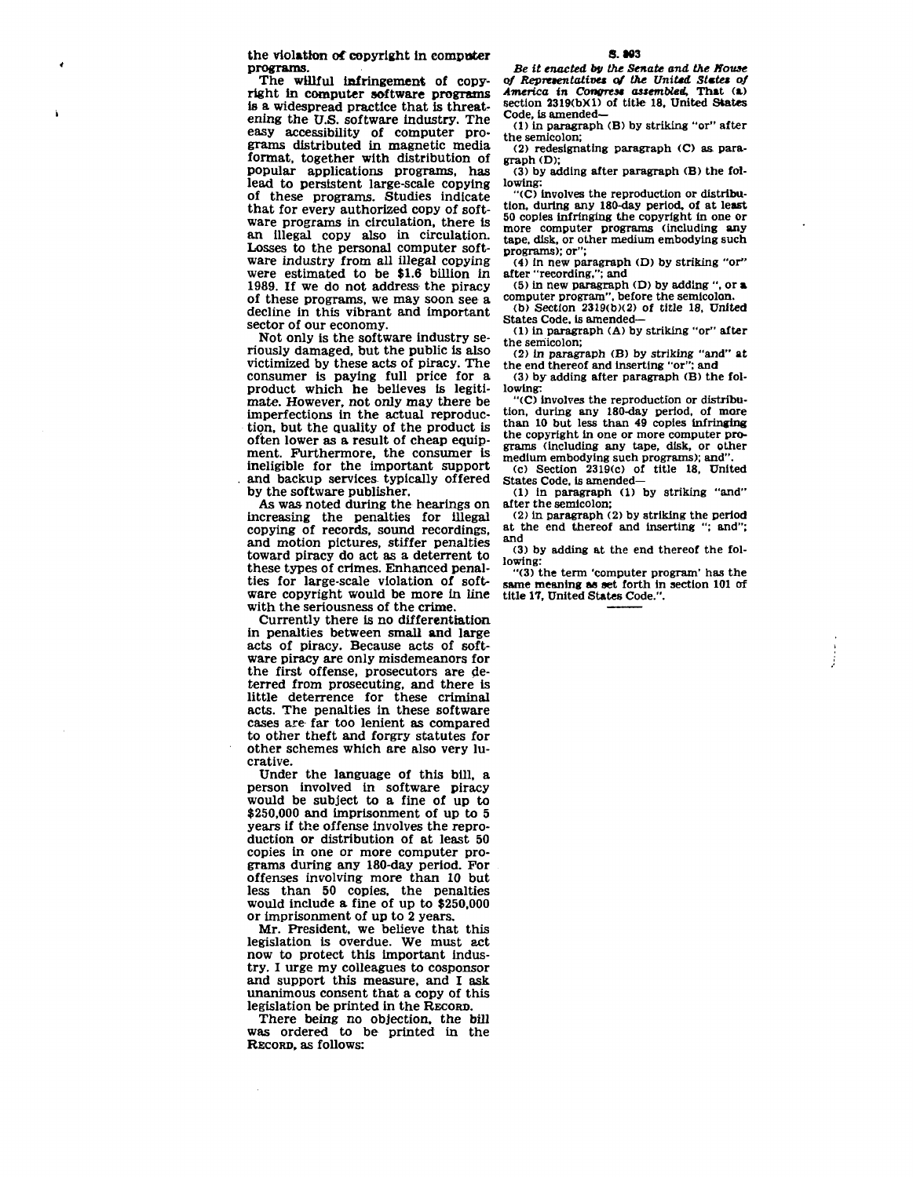the violation of copyright in computer programs.

The willful infringement of copyright in computer software programs is a widespread practice that is threatening the U.S. software industry. The easy accessibility of computer programs distributed in magnetic media format, together with distribution of popular applications programs, has lead to persistent large-scale copying of these programs. Studies indicate that for every authorized copy of software programs in circulation, there is an illegal copy also in circulation. Losses to the personal computer software industry from all illegal copying were estimated to be $1.6 billion in 1989. If we do not address the piracy of these programs, we may soon see a decline in this vibrant and important sector of our economy.

Not only is the software industry seriously damaged, but the public is also victimized by these acts of piracy. The consumer is paying full price for a product which he believes is legitimate. However, not only may there be imperfections in the actual reproduction, but the quality of the product is often lower as a result of cheap equipment. Furthermore, the consumer is ineligible for the important support and backup services typically offered by the software publisher.

As was noted during the hearings on increasing the penalties for illegal copying of records, sound recordings, and motion pictures, stiffer penalties toward piracy do act as a deterrent to these types of crimes. Enhanced penalties for large-scale violation of software copyright would be more in line with the seriousness of the crime.

Currently there is no differentiation in penalties between small and large acts of piracy. Because acts of software piracy are only misdemeanors for the first offense, prosecutors are deterred from prosecuting, and there is little deterrence for these criminal acts. The penalties in these software cases are far too lenient as compared to other theft and forgry statutes for other schemes which are also very lucrative.

Under the language of this bill, a person involved in software piracy would be subject to a fine of up to $250,000 and imprisonment of up to 5 years if the offense involves the reproduction or distribution of at least 50 copies in one or more computer programs during any 180-day period. For offenses involving more than 10 but less than 50 copies, the penalties would include a fine of up to $250,000 or imprisonment of up to 2 years.

Mr. President, we believe that this legislation is overdue. We must act now to protect this important industry. I urge my colleagues to cosponsor and support this measure, and I ask unanimous consent that a copy of this legislation be printed in the RECORD.

There being no objection, the bill was ordered to be printed in the RECORD, as follows:

**S. 893**

*Be it enacted by the Senate and the House of Representatives of the United States of America in Congress assembled,* That (a) section 2319(b)(1) of title 18, United States Code, is amended—

(1) in paragraph (B) by striking "or" after the semicolon;

(2) redesignating paragraph (C) as paragraph (D);

(3) by adding after paragraph (B) the following:

"(C) involves the reproduction or distribution, during any 180-day period, of at least 50 copies infringing the copyright in one or more computer programs (including any tape, disk, or other medium embodying such programs); or";

(4) in new paragraph (D) by striking "or" after "recording,"; and

(5) in new paragraph (D) by adding ", or a computer program", before the semicolon.

(b) Section 2319(b)(2) of title 18, United States Code, is amended—

(1) in paragraph (A) by striking "or" after the semicolon;

(2) in paragraph (B) by striking "and" at the end thereof and inserting "or"; and

(3) by adding after paragraph (B) the following:

"(C) involves the reproduction or distribution, during any 180-day period, of more than 10 but less than 49 copies infringing the copyright in one or more computer programs (including any tape, disk, or other medium embodying such programs); and".

(c) Section 2319(c) of title 18, United States Code, is amended—

(1) in paragraph (1) by striking "and" after the semicolon;

(2) in paragraph (2) by striking the period at the end thereof and inserting "; and"; and

(3) by adding at the end thereof the following:

"(3) the term 'computer program' has the same meaning as set forth in section 101 of title 17, United States Code.".